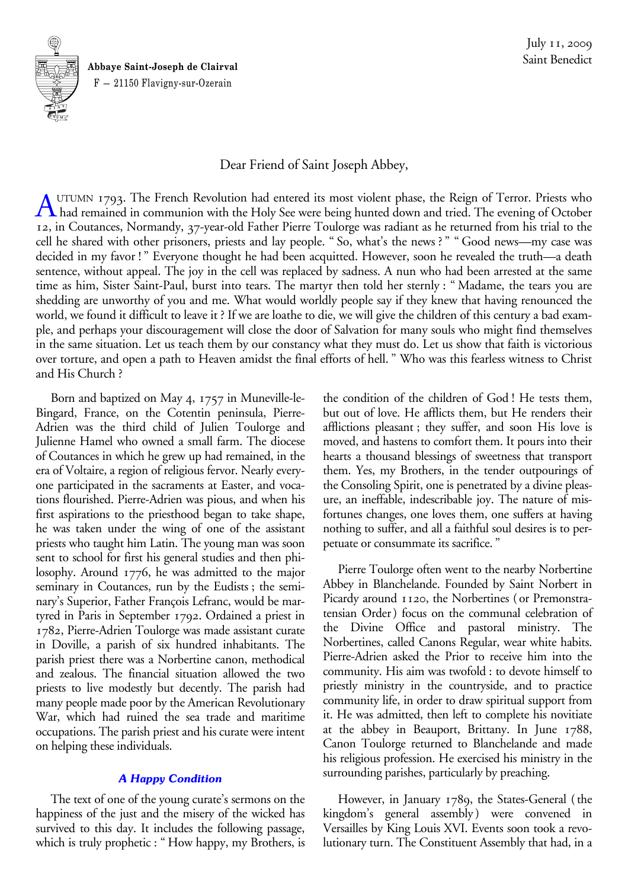Abbaye Saint-Joseph de Clairval
F — 21150 Flavigny-sur-Ozerain

July 11, 2009
Saint Benedict

Dear Friend of Saint Joseph Abbey,

Autumn 1793. The French Revolution had entered its most violent phase, the Reign of Terror. Priests who had remained in communion with the Holy See were being hunted down and tried. The evening of October 12, in Coutances, Normandy, 37-year-old Father Pierre Toulorge was radiant as he returned from his trial to the cell he shared with other prisoners, priests and lay people. " So, what's the news ? " " Good news—my case was decided in my favor ! " Everyone thought he had been acquitted. However, soon he revealed the truth—a death sentence, without appeal. The joy in the cell was replaced by sadness. A nun who had been arrested at the same time as him, Sister Saint-Paul, burst into tears. The martyr then told her sternly : " Madame, the tears you are shedding are unworthy of you and me. What would worldly people say if they knew that having renounced the world, we found it difficult to leave it ? If we are loathe to die, we will give the children of this century a bad example, and perhaps your discouragement will close the door of Salvation for many souls who might find themselves in the same situation. Let us teach them by our constancy what they must do. Let us show that faith is victorious over torture, and open a path to Heaven amidst the final efforts of hell. " Who was this fearless witness to Christ and His Church ?

Born and baptized on May 4, 1757 in Muneville-le-Bingard, France, on the Cotentin peninsula, Pierre-Adrien was the third child of Julien Toulorge and Julienne Hamel who owned a small farm. The diocese of Coutances in which he grew up had remained, in the era of Voltaire, a region of religious fervor. Nearly everyone participated in the sacraments at Easter, and vocations flourished. Pierre-Adrien was pious, and when his first aspirations to the priesthood began to take shape, he was taken under the wing of one of the assistant priests who taught him Latin. The young man was soon sent to school for first his general studies and then philosophy. Around 1776, he was admitted to the major seminary in Coutances, run by the Eudists ; the seminary's Superior, Father François Lefranc, would be martyred in Paris in September 1792. Ordained a priest in 1782, Pierre-Adrien Toulorge was made assistant curate in Doville, a parish of six hundred inhabitants. The parish priest there was a Norbertine canon, methodical and zealous. The financial situation allowed the two priests to live modestly but decently. The parish had many people made poor by the American Revolutionary War, which had ruined the sea trade and maritime occupations. The parish priest and his curate were intent on helping these individuals.

### *A Happy Condition*

The text of one of the young curate's sermons on the happiness of the just and the misery of the wicked has survived to this day. It includes the following passage, which is truly prophetic : " How happy, my Brothers, is the condition of the children of God ! He tests them, but out of love. He afflicts them, but He renders their afflictions pleasant ; they suffer, and soon His love is moved, and hastens to comfort them. It pours into their hearts a thousand blessings of sweetness that transport them. Yes, my Brothers, in the tender outpourings of the Consoling Spirit, one is penetrated by a divine pleasure, an ineffable, indescribable joy. The nature of misfortunes changes, one loves them, one suffers at having nothing to suffer, and all a faithful soul desires is to perpetuate or consummate its sacrifice. "

Pierre Toulorge often went to the nearby Norbertine Abbey in Blanchelande. Founded by Saint Norbert in Picardy around 1120, the Norbertines ( or Premonstratensian Order ) focus on the communal celebration of the Divine Office and pastoral ministry. The Norbertines, called Canons Regular, wear white habits. Pierre-Adrien asked the Prior to receive him into the community. His aim was twofold : to devote himself to priestly ministry in the countryside, and to practice community life, in order to draw spiritual support from it. He was admitted, then left to complete his novitiate at the abbey in Beauport, Brittany. In June 1788, Canon Toulorge returned to Blanchelande and made his religious profession. He exercised his ministry in the surrounding parishes, particularly by preaching.

However, in January 1789, the States-General ( the kingdom's general assembly ) were convened in Versailles by King Louis XVI. Events soon took a revolutionary turn. The Constituent Assembly that had, in a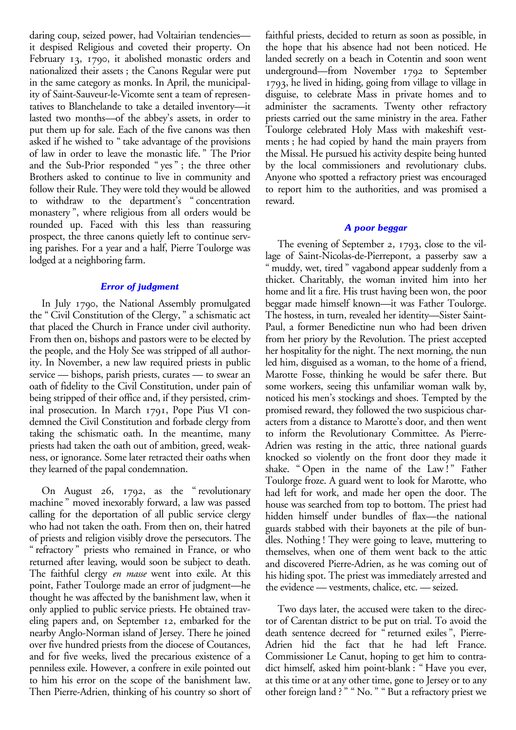daring coup, seized power, had Voltairian tendencies—it despised Religious and coveted their property. On February 13, 1790, it abolished monastic orders and nationalized their assets ; the Canons Regular were put in the same category as monks. In April, the municipality of Saint-Sauveur-le-Vicomte sent a team of representatives to Blanchelande to take a detailed inventory—it lasted two months—of the abbey's assets, in order to put them up for sale. Each of the five canons was then asked if he wished to " take advantage of the provisions of law in order to leave the monastic life. " The Prior and the Sub-Prior responded " yes " ; the three other Brothers asked to continue to live in community and follow their Rule. They were told they would be allowed to withdraw to the department's " concentration monastery ", where religious from all orders would be rounded up. Faced with this less than reassuring prospect, the three canons quietly left to continue serving parishes. For a year and a half, Pierre Toulorge was lodged at a neighboring farm.

### *Error of judgment*

In July 1790, the National Assembly promulgated the " Civil Constitution of the Clergy, " a schismatic act that placed the Church in France under civil authority. From then on, bishops and pastors were to be elected by the people, and the Holy See was stripped of all authority. In November, a new law required priests in public service — bishops, parish priests, curates — to swear an oath of fidelity to the Civil Constitution, under pain of being stripped of their office and, if they persisted, criminal prosecution. In March 1791, Pope Pius VI condemned the Civil Constitution and forbade clergy from taking the schismatic oath. In the meantime, many priests had taken the oath out of ambition, greed, weakness, or ignorance. Some later retracted their oaths when they learned of the papal condemnation.

On August 26, 1792, as the " revolutionary machine " moved inexorably forward, a law was passed calling for the deportation of all public service clergy who had not taken the oath. From then on, their hatred of priests and religion visibly drove the persecutors. The " refractory " priests who remained in France, or who returned after leaving, would soon be subject to death. The faithful clergy *en masse* went into exile. At this point, Father Toulorge made an error of judgment—he thought he was affected by the banishment law, when it only applied to public service priests. He obtained traveling papers and, on September 12, embarked for the nearby Anglo-Norman island of Jersey. There he joined over five hundred priests from the diocese of Coutances, and for five weeks, lived the precarious existence of a penniless exile. However, a confrere in exile pointed out to him his error on the scope of the banishment law. Then Pierre-Adrien, thinking of his country so short of faithful priests, decided to return as soon as possible, in the hope that his absence had not been noticed. He landed secretly on a beach in Cotentin and soon went underground—from November 1792 to September 1793, he lived in hiding, going from village to village in disguise, to celebrate Mass in private homes and to administer the sacraments. Twenty other refractory priests carried out the same ministry in the area. Father Toulorge celebrated Holy Mass with makeshift vestments ; he had copied by hand the main prayers from the Missal. He pursued his activity despite being hunted by the local commissioners and revolutionary clubs. Anyone who spotted a refractory priest was encouraged to report him to the authorities, and was promised a reward.

### *A poor beggar*

The evening of September 2, 1793, close to the village of Saint-Nicolas-de-Pierrepont, a passerby saw a " muddy, wet, tired " vagabond appear suddenly from a thicket. Charitably, the woman invited him into her home and lit a fire. His trust having been won, the poor beggar made himself known—it was Father Toulorge. The hostess, in turn, revealed her identity—Sister Saint-Paul, a former Benedictine nun who had been driven from her priory by the Revolution. The priest accepted her hospitality for the night. The next morning, the nun led him, disguised as a woman, to the home of a friend, Marotte Fosse, thinking he would be safer there. But some workers, seeing this unfamiliar woman walk by, noticed his men's stockings and shoes. Tempted by the promised reward, they followed the two suspicious characters from a distance to Marotte's door, and then went to inform the Revolutionary Committee. As Pierre-Adrien was resting in the attic, three national guards knocked so violently on the front door they made it shake. " Open in the name of the Law ! " Father Toulorge froze. A guard went to look for Marotte, who had left for work, and made her open the door. The house was searched from top to bottom. The priest had hidden himself under bundles of flax—the national guards stabbed with their bayonets at the pile of bundles. Nothing ! They were going to leave, muttering to themselves, when one of them went back to the attic and discovered Pierre-Adrien, as he was coming out of his hiding spot. The priest was immediately arrested and the evidence — vestments, chalice, etc. — seized.

Two days later, the accused were taken to the director of Carentan district to be put on trial. To avoid the death sentence decreed for " returned exiles ", Pierre-Adrien hid the fact that he had left France. Commissioner Le Canut, hoping to get him to contradict himself, asked him point-blank : " Have you ever, at this time or at any other time, gone to Jersey or to any other foreign land ? " " No. " " But a refractory priest we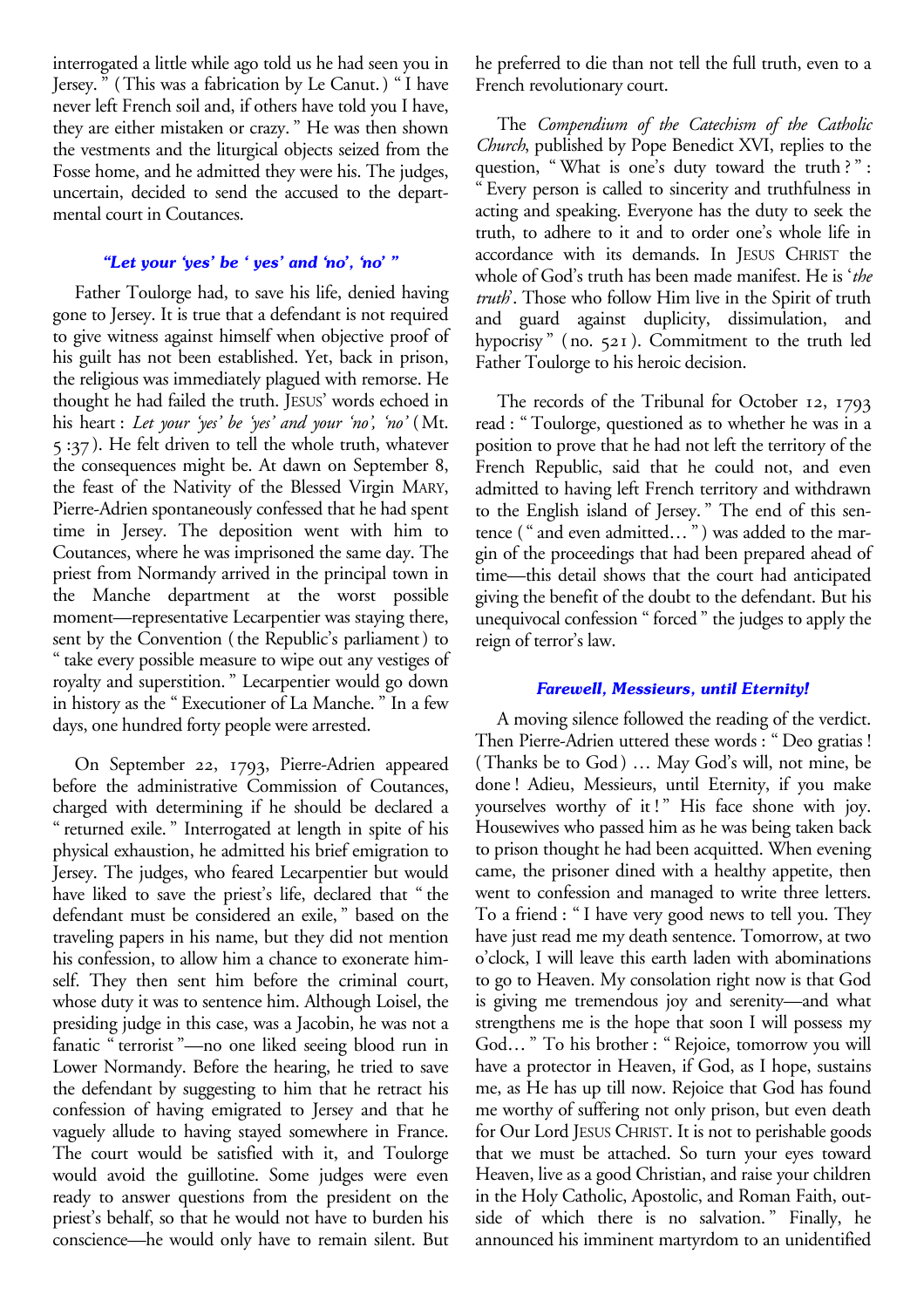interrogated a little while ago told us he had seen you in Jersey." (This was a fabrication by Le Canut.) "I have never left French soil and, if others have told you I have, they are either mistaken or crazy." He was then shown the vestments and the liturgical objects seized from the Fosse home, and he admitted they were his. The judges, uncertain, decided to send the accused to the departmental court in Coutances.

### *"Let your 'yes' be 'yes' and 'no', 'no'"*

Father Toulorge had, to save his life, denied having gone to Jersey. It is true that a defendant is not required to give witness against himself when objective proof of his guilt has not been established. Yet, back in prison, the religious was immediately plagued with remorse. He thought he had failed the truth. JESUS' words echoed in his heart: *Let your 'yes' be 'yes' and your 'no', 'no'* (Mt. 5:37). He felt driven to tell the whole truth, whatever the consequences might be. At dawn on September 8, the feast of the Nativity of the Blessed Virgin MARY, Pierre-Adrien spontaneously confessed that he had spent time in Jersey. The deposition went with him to Coutances, where he was imprisoned the same day. The priest from Normandy arrived in the principal town in the Manche department at the worst possible moment—representative Lecarpentier was staying there, sent by the Convention (the Republic's parliament) to "take every possible measure to wipe out any vestiges of royalty and superstition." Lecarpentier would go down in history as the "Executioner of La Manche." In a few days, one hundred forty people were arrested.

On September 22, 1793, Pierre-Adrien appeared before the administrative Commission of Coutances, charged with determining if he should be declared a "returned exile." Interrogated at length in spite of his physical exhaustion, he admitted his brief emigration to Jersey. The judges, who feared Lecarpentier but would have liked to save the priest's life, declared that "the defendant must be considered an exile," based on the traveling papers in his name, but they did not mention his confession, to allow him a chance to exonerate himself. They then sent him before the criminal court, whose duty it was to sentence him. Although Loisel, the presiding judge in this case, was a Jacobin, he was not a fanatic "terrorist"—no one liked seeing blood run in Lower Normandy. Before the hearing, he tried to save the defendant by suggesting to him that he retract his confession of having emigrated to Jersey and that he vaguely allude to having stayed somewhere in France. The court would be satisfied with it, and Toulorge would avoid the guillotine. Some judges were even ready to answer questions from the president on the priest's behalf, so that he would not have to burden his conscience—he would only have to remain silent. But he preferred to die than not tell the full truth, even to a French revolutionary court.

The *Compendium of the Catechism of the Catholic Church*, published by Pope Benedict XVI, replies to the question, "What is one's duty toward the truth?": "Every person is called to sincerity and truthfulness in acting and speaking. Everyone has the duty to seek the truth, to adhere to it and to order one's whole life in accordance with its demands. In JESUS CHRIST the whole of God's truth has been made manifest. He is '*the truth*'. Those who follow Him live in the Spirit of truth and guard against duplicity, dissimulation, and hypocrisy" (no. 521). Commitment to the truth led Father Toulorge to his heroic decision.

The records of the Tribunal for October 12, 1793 read: "Toulorge, questioned as to whether he was in a position to prove that he had not left the territory of the French Republic, said that he could not, and even admitted to having left French territory and withdrawn to the English island of Jersey." The end of this sentence ("and even admitted…") was added to the margin of the proceedings that had been prepared ahead of time—this detail shows that the court had anticipated giving the benefit of the doubt to the defendant. But his unequivocal confession "forced" the judges to apply the reign of terror's law.

### *Farewell, Messieurs, until Eternity!*

A moving silence followed the reading of the verdict. Then Pierre-Adrien uttered these words: "Deo gratias! (Thanks be to God) … May God's will, not mine, be done! Adieu, Messieurs, until Eternity, if you make yourselves worthy of it!" His face shone with joy. Housewives who passed him as he was being taken back to prison thought he had been acquitted. When evening came, the prisoner dined with a healthy appetite, then went to confession and managed to write three letters. To a friend: "I have very good news to tell you. They have just read me my death sentence. Tomorrow, at two o'clock, I will leave this earth laden with abominations to go to Heaven. My consolation right now is that God is giving me tremendous joy and serenity—and what strengthens me is the hope that soon I will possess my God…" To his brother: "Rejoice, tomorrow you will have a protector in Heaven, if God, as I hope, sustains me, as He has up till now. Rejoice that God has found me worthy of suffering not only prison, but even death for Our Lord JESUS CHRIST. It is not to perishable goods that we must be attached. So turn your eyes toward Heaven, live as a good Christian, and raise your children in the Holy Catholic, Apostolic, and Roman Faith, outside of which there is no salvation." Finally, he announced his imminent martyrdom to an unidentified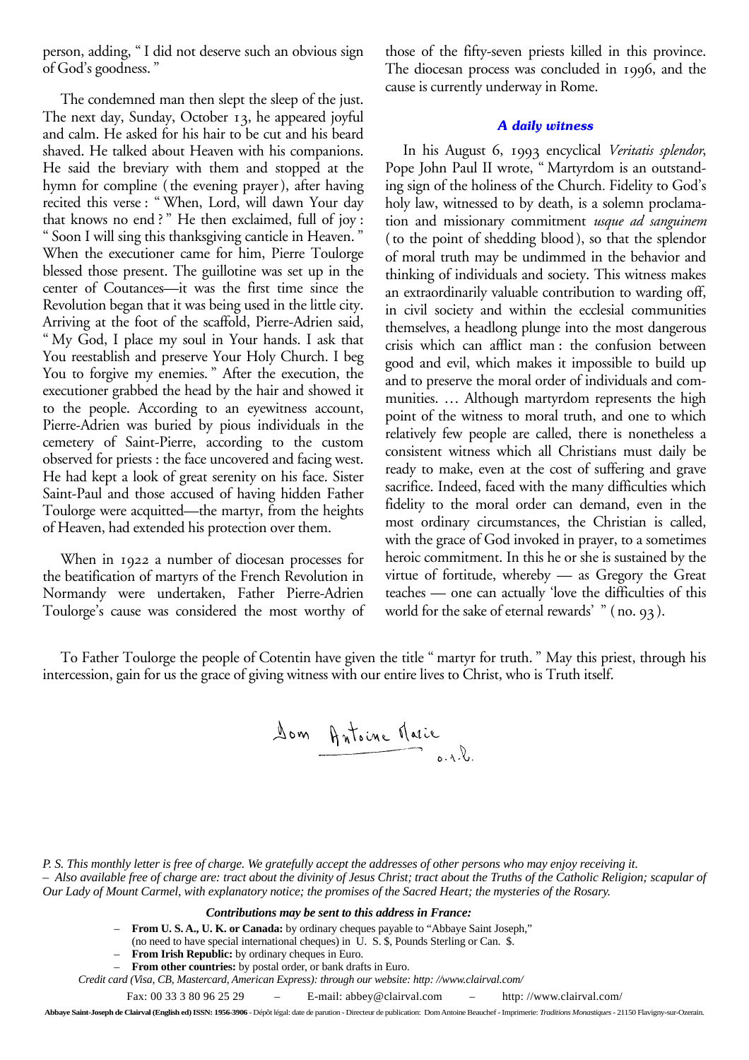person, adding, " I did not deserve such an obvious sign of God's goodness. "

The condemned man then slept the sleep of the just. The next day, Sunday, October 13, he appeared joyful and calm. He asked for his hair to be cut and his beard shaved. He talked about Heaven with his companions. He said the breviary with them and stopped at the hymn for compline ( the evening prayer ), after having recited this verse : " When, Lord, will dawn Your day that knows no end ? " He then exclaimed, full of joy : " Soon I will sing this thanksgiving canticle in Heaven. " When the executioner came for him, Pierre Toulorge blessed those present. The guillotine was set up in the center of Coutances—it was the first time since the Revolution began that it was being used in the little city. Arriving at the foot of the scaffold, Pierre-Adrien said, " My God, I place my soul in Your hands. I ask that You reestablish and preserve Your Holy Church. I beg You to forgive my enemies. " After the execution, the executioner grabbed the head by the hair and showed it to the people. According to an eyewitness account, Pierre-Adrien was buried by pious individuals in the cemetery of Saint-Pierre, according to the custom observed for priests : the face uncovered and facing west. He had kept a look of great serenity on his face. Sister Saint-Paul and those accused of having hidden Father Toulorge were acquitted—the martyr, from the heights of Heaven, had extended his protection over them.

When in 1922 a number of diocesan processes for the beatification of martyrs of the French Revolution in Normandy were undertaken, Father Pierre-Adrien Toulorge's cause was considered the most worthy of those of the fifty-seven priests killed in this province. The diocesan process was concluded in 1996, and the cause is currently underway in Rome.

### *A daily witness*

In his August 6, 1993 encyclical *Veritatis splendor*, Pope John Paul II wrote, " Martyrdom is an outstanding sign of the holiness of the Church. Fidelity to God's holy law, witnessed to by death, is a solemn proclamation and missionary commitment *usque ad sanguinem* ( to the point of shedding blood ), so that the splendor of moral truth may be undimmed in the behavior and thinking of individuals and society. This witness makes an extraordinarily valuable contribution to warding off, in civil society and within the ecclesial communities themselves, a headlong plunge into the most dangerous crisis which can afflict man : the confusion between good and evil, which makes it impossible to build up and to preserve the moral order of individuals and communities. … Although martyrdom represents the high point of the witness to moral truth, and one to which relatively few people are called, there is nonetheless a consistent witness which all Christians must daily be ready to make, even at the cost of suffering and grave sacrifice. Indeed, faced with the many difficulties which fidelity to the moral order can demand, even in the most ordinary circumstances, the Christian is called, with the grace of God invoked in prayer, to a sometimes heroic commitment. In this he or she is sustained by the virtue of fortitude, whereby — as Gregory the Great teaches — one can actually 'love the difficulties of this world for the sake of eternal rewards' " ( no. 93 ).

To Father Toulorge the people of Cotentin have given the title " martyr for truth. " May this priest, through his intercession, gain for us the grace of giving witness with our entire lives to Christ, who is Truth itself.

Dom Antoine Marie o.s.b.

*P. S. This monthly letter is free of charge. We gratefully accept the addresses of other persons who may enjoy receiving it.*
*– Also available free of charge are: tract about the divinity of Jesus Christ; tract about the Truths of the Catholic Religion; scapular of Our Lady of Mount Carmel, with explanatory notice; the promises of the Sacred Heart; the mysteries of the Rosary.*

***Contributions may be sent to this address in France:***

- **From U. S. A., U. K. or Canada:** by ordinary cheques payable to "Abbaye Saint Joseph," (no need to have special international cheques) in U. S. $, Pounds Sterling or Can. $.
- **From Irish Republic:** by ordinary cheques in Euro.
- **From other countries:** by postal order, or bank drafts in Euro.

*Credit card (Visa, CB, Mastercard, American Express): through our website: http: //www.clairval.com/*

Fax: 00 33 3 80 96 25 29 – E-mail: abbey@clairval.com – http: //www.clairval.com/

**Abbaye Saint-Joseph de Clairval (English ed) ISSN: 1956-3906** - Dépôt légal: date de parution - Directeur de publication: Dom Antoine Beauchef - Imprimerie: *Traditions Monastiques* - 21150 Flavigny-sur-Ozerain.